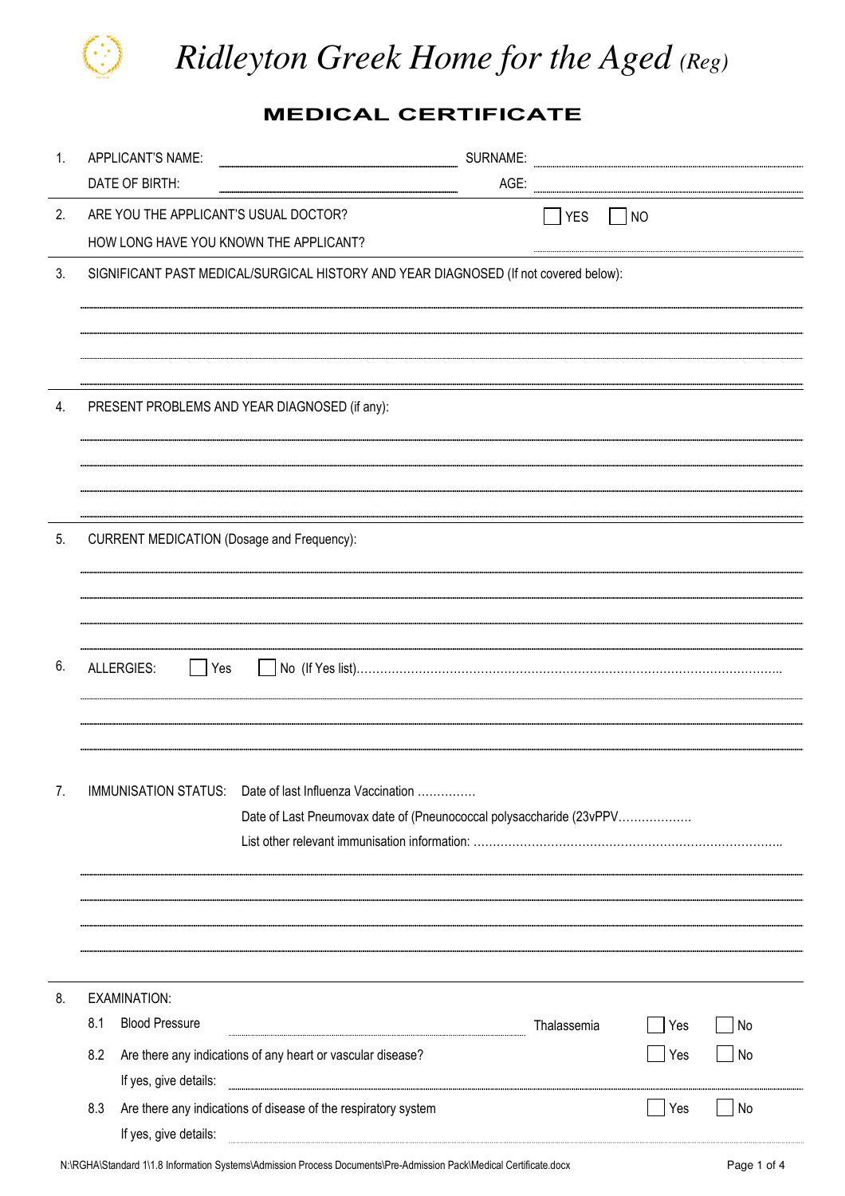# *Ridleyton Greek Home for the Aged (Reg)*

## MEDICAL CERTIFICATE

1. APPLICANT'S NAME: ______________________ SURNAME: ______________________
   DATE OF BIRTH: ______________________ AGE: ______________________

2. ARE YOU THE APPLICANT'S USUAL DOCTOR? ☐ YES ☐ NO
   HOW LONG HAVE YOU KNOWN THE APPLICANT? ______________________

3. SIGNIFICANT PAST MEDICAL/SURGICAL HISTORY AND YEAR DIAGNOSED (If not covered below):

______________________________________________________________________

______________________________________________________________________

______________________________________________________________________

______________________________________________________________________

4. PRESENT PROBLEMS AND YEAR DIAGNOSED (if any):

______________________________________________________________________

______________________________________________________________________

______________________________________________________________________

______________________________________________________________________

5. CURRENT MEDICATION (Dosage and Frequency):

______________________________________________________________________

______________________________________________________________________

______________________________________________________________________

______________________________________________________________________

6. ALLERGIES: ☐ Yes ☐ No (If Yes list)..........................................................................................................

______________________________________________________________________

______________________________________________________________________

______________________________________________________________________

7. IMMUNISATION STATUS: Date of last Influenza Vaccination ...............
   Date of Last Pneumovax date of (Pneunococcal polysaccharide (23vPPV..................
   List other relevant immunisation information: ..............................................................................

______________________________________________________________________

______________________________________________________________________

______________________________________________________________________

______________________________________________________________________

8. EXAMINATION:
   8.1 Blood Pressure ______________________ Thalassemia ☐ Yes ☐ No
   8.2 Are there any indications of any heart or vascular disease? ☐ Yes ☐ No
   If yes, give details: ______________________
   8.3 Are there any indications of disease of the respiratory system ☐ Yes ☐ No
   If yes, give details: ______________________

N:\RGHA\Standard 1\1.8 Information Systems\Admission Process Documents\Pre-Admission Pack\Medical Certificate.docx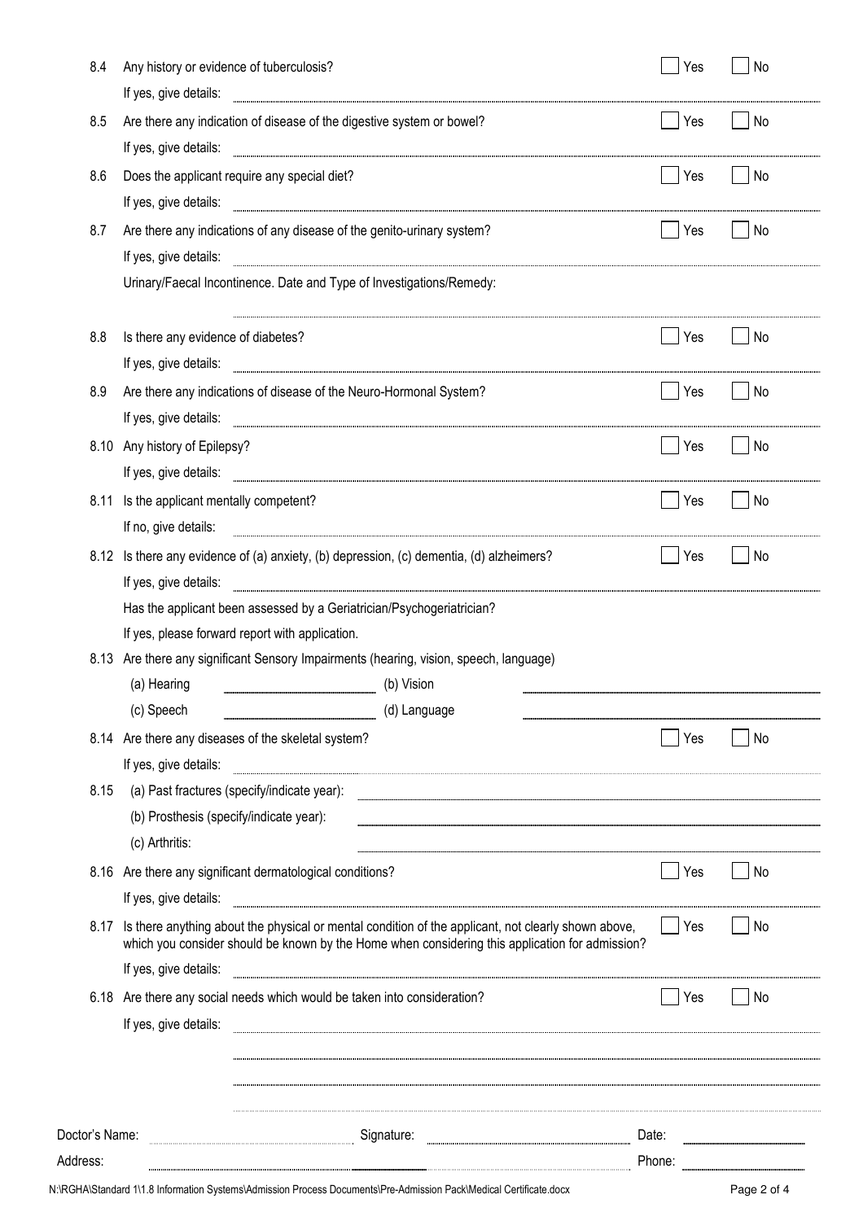8.4 Any history or evidence of tuberculosis? ☐ Yes ☐ No

If yes, give details: ..........

8.5 Are there any indication of disease of the digestive system or bowel? ☐ Yes ☐ No

If yes, give details: ..........

8.6 Does the applicant require any special diet? ☐ Yes ☐ No

If yes, give details: ..........

8.7 Are there any indications of any disease of the genito-urinary system? ☐ Yes ☐ No

If yes, give details: ..........

Urinary/Faecal Incontinence. Date and Type of Investigations/Remedy:

..........

8.8 Is there any evidence of diabetes? ☐ Yes ☐ No

If yes, give details: ..........

8.9 Are there any indications of disease of the Neuro-Hormonal System? ☐ Yes ☐ No

If yes, give details: ..........

8.10 Any history of Epilepsy? ☐ Yes ☐ No

If yes, give details: ..........

8.11 Is the applicant mentally competent? ☐ Yes ☐ No

If no, give details: ..........

8.12 Is there any evidence of (a) anxiety, (b) depression, (c) dementia, (d) alzheimers? ☐ Yes ☐ No

If yes, give details: ..........

Has the applicant been assessed by a Geriatrician/Psychogeriatrician?

If yes, please forward report with application.

8.13 Are there any significant Sensory Impairments (hearing, vision, speech, language)

(a) Hearing .......... (b) Vision ..........

(c) Speech .......... (d) Language ..........

8.14 Are there any diseases of the skeletal system? ☐ Yes ☐ No

If yes, give details: ..........

8.15 (a) Past fractures (specify/indicate year): ..........

(b) Prosthesis (specify/indicate year): ..........

(c) Arthritis: ..........

8.16 Are there any significant dermatological conditions? ☐ Yes ☐ No

If yes, give details: ..........

8.17 Is there anything about the physical or mental condition of the applicant, not clearly shown above, which you consider should be known by the Home when considering this application for admission? ☐ Yes ☐ No

If yes, give details: ..........

6.18 Are there any social needs which would be taken into consideration? ☐ Yes ☐ No

If yes, give details: ..........

..........

..........

..........

Doctor's Name: .......... Signature: .......... Date: ..........

Address: .......... Phone: ..........

N:\RGHA\Standard 1\1.8 Information Systems\Admission Process Documents\Pre-Admission Pack\Medical Certificate.docx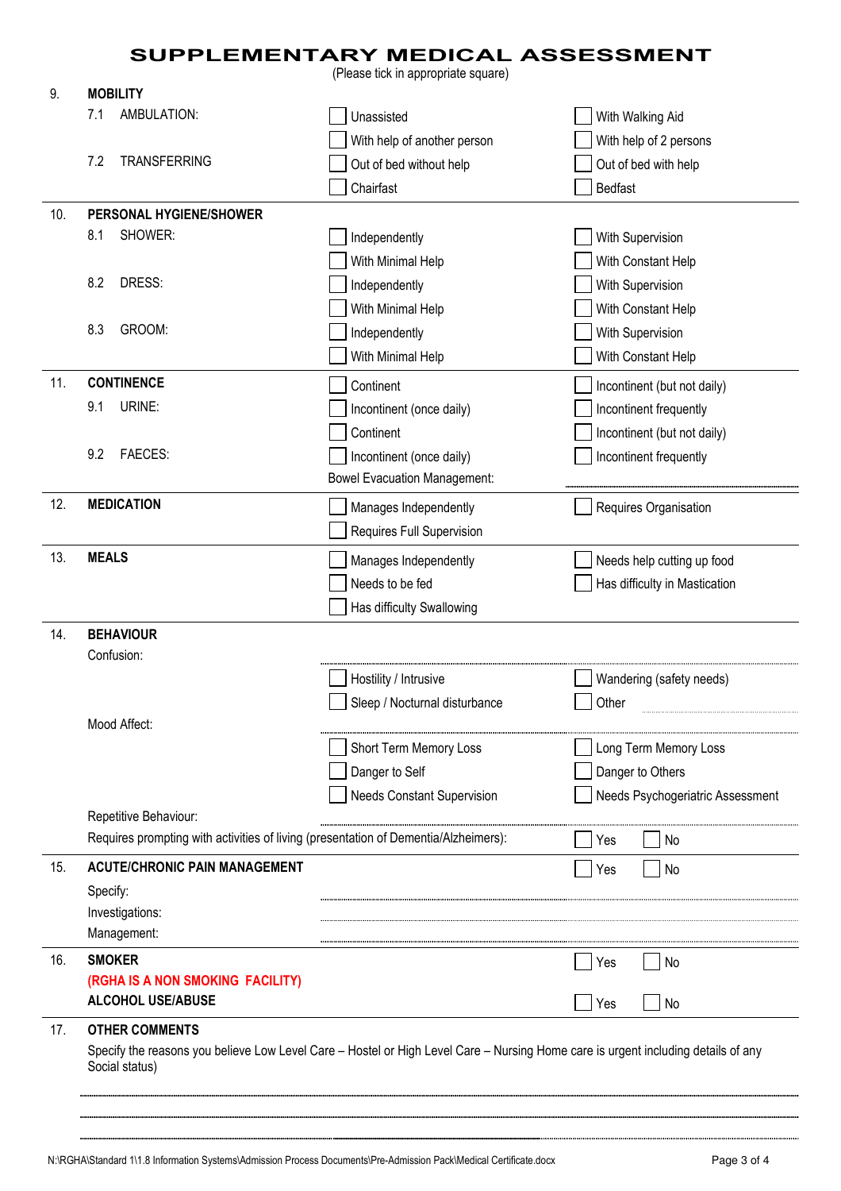# SUPPLEMENTARY MEDICAL ASSESSMENT

(Please tick in appropriate square)

## 9. MOBILITY

**7.1 AMBULATION:**

- ☐ Unassisted
- ☐ With Walking Aid
- ☐ With help of another person
- ☐ With help of 2 persons

**7.2 TRANSFERRING**

- ☐ Out of bed without help
- ☐ Out of bed with help
- ☐ Chairfast
- ☐ Bedfast

## 10. PERSONAL HYGIENE/SHOWER

**8.1 SHOWER:**

- ☐ Independently
- ☐ With Supervision
- ☐ With Minimal Help
- ☐ With Constant Help

**8.2 DRESS:**

- ☐ Independently
- ☐ With Supervision
- ☐ With Minimal Help
- ☐ With Constant Help

**8.3 GROOM:**

- ☐ Independently
- ☐ With Supervision
- ☐ With Minimal Help
- ☐ With Constant Help

## 11. CONTINENCE

**9.1 URINE:**

- ☐ Continent
- ☐ Incontinent (but not daily)
- ☐ Incontinent (once daily)
- ☐ Incontinent frequently

**9.2 FAECES:**

- ☐ Continent
- ☐ Incontinent (but not daily)
- ☐ Incontinent (once daily)
- ☐ Incontinent frequently

Bowel Evacuation Management: ..............................

## 12. MEDICATION

- ☐ Manages Independently
- ☐ Requires Organisation
- ☐ Requires Full Supervision

## 13. MEALS

- ☐ Manages Independently
- ☐ Needs help cutting up food
- ☐ Needs to be fed
- ☐ Has difficulty in Mastication
- ☐ Has difficulty Swallowing

## 14. BEHAVIOUR

Confusion: ..............................

- ☐ Hostility / Intrusive
- ☐ Wandering (safety needs)
- ☐ Sleep / Nocturnal disturbance
- ☐ Other ..............................

Mood Affect: ..............................

- ☐ Short Term Memory Loss
- ☐ Long Term Memory Loss
- ☐ Danger to Self
- ☐ Danger to Others
- ☐ Needs Constant Supervision
- ☐ Needs Psychogeriatric Assessment

Repetitive Behaviour: ..............................

Requires prompting with activities of living (presentation of Dementia/Alzheimers): ☐ Yes ☐ No

## 15. ACUTE/CHRONIC PAIN MANAGEMENT

☐ Yes ☐ No

Specify: ..............................

Investigations: ..............................

Management: ..............................

## 16. SMOKER

☐ Yes ☐ No

**(RGHA IS A NON SMOKING FACILITY)**

**ALCOHOL USE/ABUSE**

☐ Yes ☐ No

## 17. OTHER COMMENTS

Specify the reasons you believe Low Level Care – Hostel or High Level Care – Nursing Home care is urgent including details of any Social status)

..............................

..............................

..............................

N:\RGHA\Standard 1\1.8 Information Systems\Admission Process Documents\Pre-Admission Pack\Medical Certificate.docx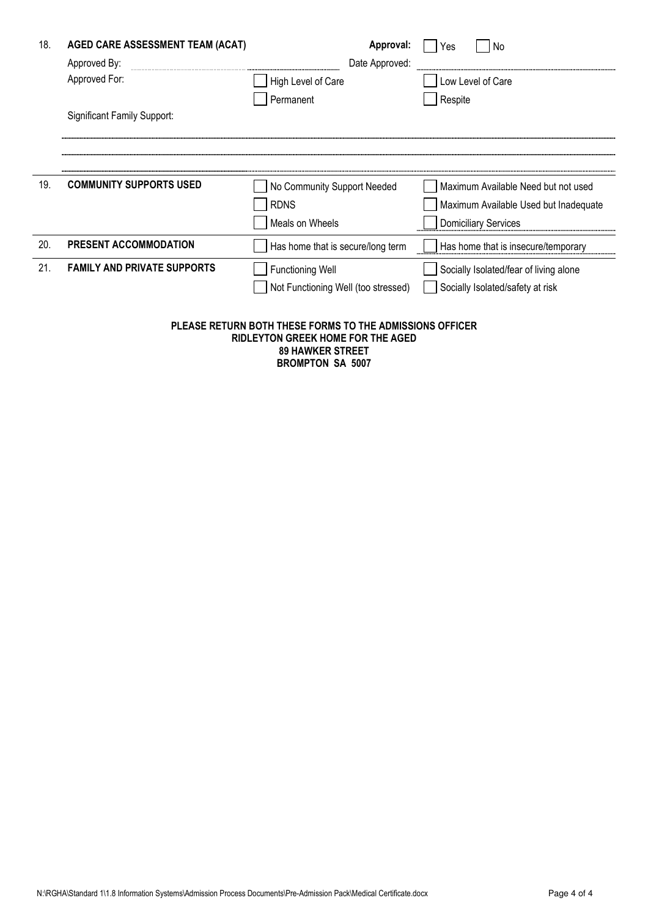**18. AGED CARE ASSESSMENT TEAM (ACAT)** **Approval:** ☐ Yes ☐ No

Approved By: .................................... Date Approved: ....................................

Approved For: ☐ High Level of Care ☐ Low Level of Care

☐ Permanent ☐ Respite

Significant Family Support:

..........................................................................................................................................

..........................................................................................................................................

..........................................................................................................................................

| | | | |
|---|---|---|---|
| 19. | **COMMUNITY SUPPORTS USED** | ☐ No Community Support Needed | ☐ Maximum Available Need but not used |
| | | ☐ RDNS | ☐ Maximum Available Used but Inadequate |
| | | ☐ Meals on Wheels | ☐ Domiciliary Services |
| 20. | **PRESENT ACCOMMODATION** | ☐ Has home that is secure/long term | ☐ Has home that is insecure/temporary |
| 21. | **FAMILY AND PRIVATE SUPPORTS** | ☐ Functioning Well | ☐ Socially Isolated/fear of living alone |
| | | ☐ Not Functioning Well (too stressed) | ☐ Socially Isolated/safety at risk |

**PLEASE RETURN BOTH THESE FORMS TO THE ADMISSIONS OFFICER**
**RIDLEYTON GREEK HOME FOR THE AGED**
**89 HAWKER STREET**
**BROMPTON SA 5007**